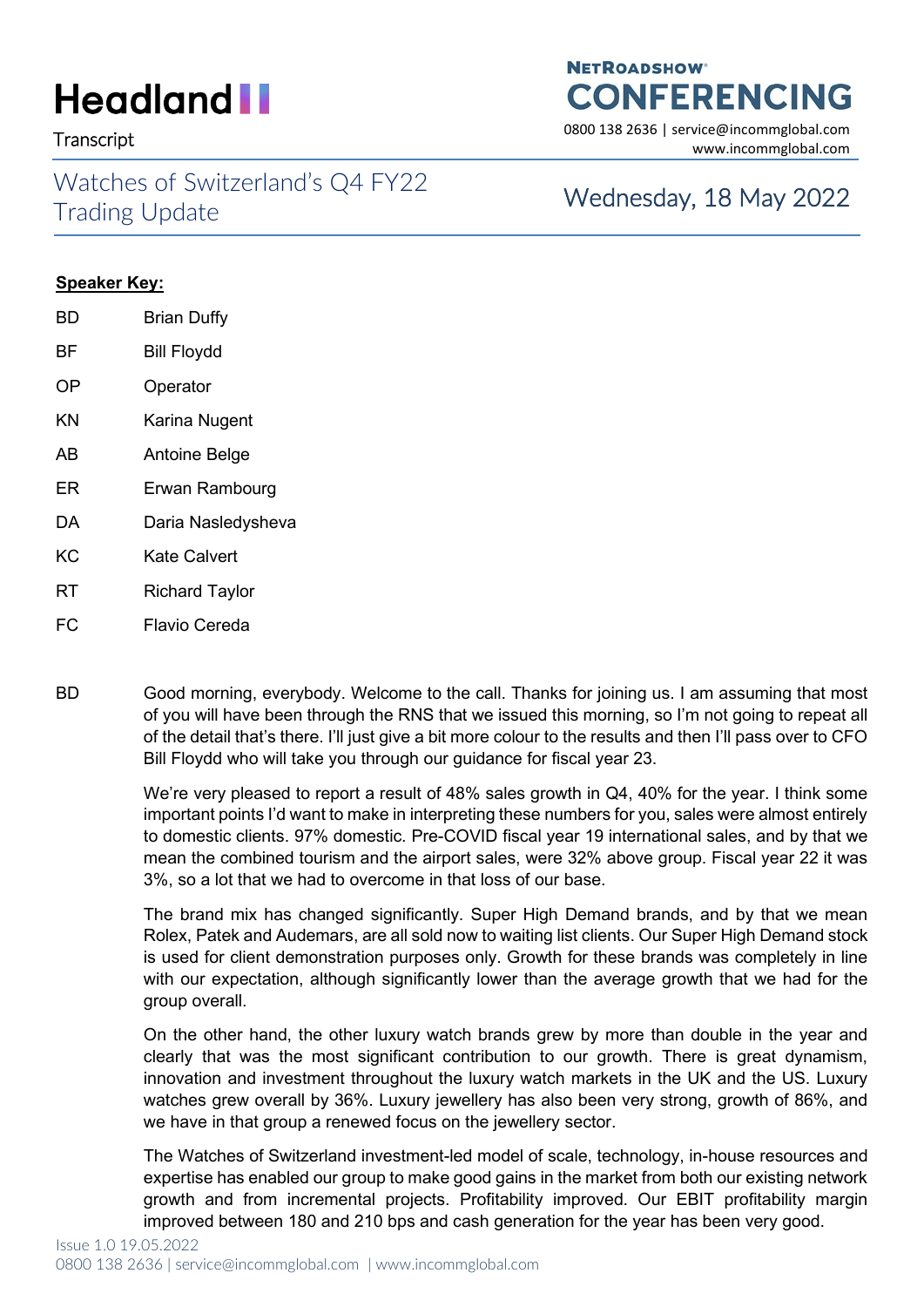Headland

Transcript

NETROADSHOW CONFERENCING

0800 138 2636 | service@incommglobal.com
www.incommglobal.com

# Watches of Switzerland's Q4 FY22 Trading Update

Wednesday, 18 May 2022

**Speaker Key:**

| | |
|---|---|
| BD | Brian Duffy |
| BF | Bill Floydd |
| OP | Operator |
| KN | Karina Nugent |
| AB | Antoine Belge |
| ER | Erwan Rambourg |
| DA | Daria Nasledysheva |
| KC | Kate Calvert |
| RT | Richard Taylor |
| FC | Flavio Cereda |

BD Good morning, everybody. Welcome to the call. Thanks for joining us. I am assuming that most of you will have been through the RNS that we issued this morning, so I'm not going to repeat all of the detail that's there. I'll just give a bit more colour to the results and then I'll pass over to CFO Bill Floydd who will take you through our guidance for fiscal year 23.

We're very pleased to report a result of 48% sales growth in Q4, 40% for the year. I think some important points I'd want to make in interpreting these numbers for you, sales were almost entirely to domestic clients. 97% domestic. Pre-COVID fiscal year 19 international sales, and by that we mean the combined tourism and the airport sales, were 32% above group. Fiscal year 22 it was 3%, so a lot that we had to overcome in that loss of our base.

The brand mix has changed significantly. Super High Demand brands, and by that we mean Rolex, Patek and Audemars, are all sold now to waiting list clients. Our Super High Demand stock is used for client demonstration purposes only. Growth for these brands was completely in line with our expectation, although significantly lower than the average growth that we had for the group overall.

On the other hand, the other luxury watch brands grew by more than double in the year and clearly that was the most significant contribution to our growth. There is great dynamism, innovation and investment throughout the luxury watch markets in the UK and the US. Luxury watches grew overall by 36%. Luxury jewellery has also been very strong, growth of 86%, and we have in that group a renewed focus on the jewellery sector.

The Watches of Switzerland investment-led model of scale, technology, in-house resources and expertise has enabled our group to make good gains in the market from both our existing network growth and from incremental projects. Profitability improved. Our EBIT profitability margin improved between 180 and 210 bps and cash generation for the year has been very good.

Issue 1.0 19.05.2022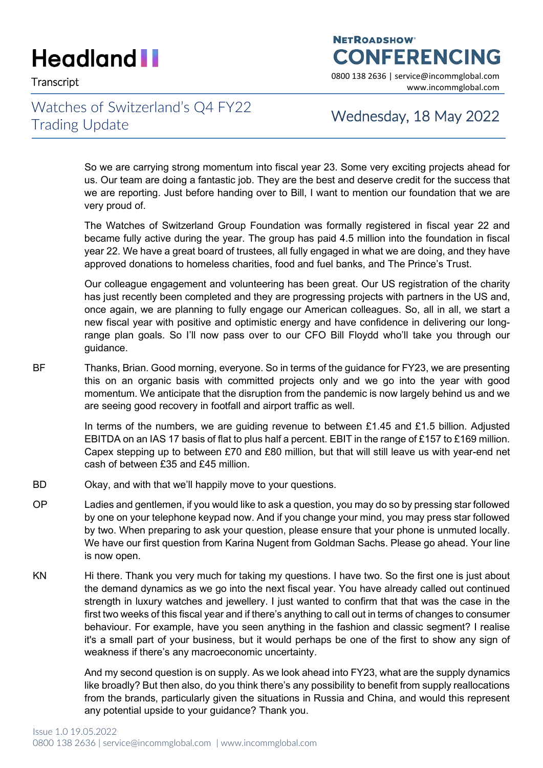So we are carrying strong momentum into fiscal year 23. Some very exciting projects ahead for us. Our team are doing a fantastic job. They are the best and deserve credit for the success that we are reporting. Just before handing over to Bill, I want to mention our foundation that we are very proud of.

The Watches of Switzerland Group Foundation was formally registered in fiscal year 22 and became fully active during the year. The group has paid 4.5 million into the foundation in fiscal year 22. We have a great board of trustees, all fully engaged in what we are doing, and they have approved donations to homeless charities, food and fuel banks, and The Prince's Trust.

Our colleague engagement and volunteering has been great. Our US registration of the charity has just recently been completed and they are progressing projects with partners in the US and, once again, we are planning to fully engage our American colleagues. So, all in all, we start a new fiscal year with positive and optimistic energy and have confidence in delivering our long-range plan goals. So I'll now pass over to our CFO Bill Floydd who'll take you through our guidance.

BF Thanks, Brian. Good morning, everyone. So in terms of the guidance for FY23, we are presenting this on an organic basis with committed projects only and we go into the year with good momentum. We anticipate that the disruption from the pandemic is now largely behind us and we are seeing good recovery in footfall and airport traffic as well.

In terms of the numbers, we are guiding revenue to between £1.45 and £1.5 billion. Adjusted EBITDA on an IAS 17 basis of flat to plus half a percent. EBIT in the range of £157 to £169 million. Capex stepping up to between £70 and £80 million, but that will still leave us with year-end net cash of between £35 and £45 million.

BD Okay, and with that we'll happily move to your questions.

OP Ladies and gentlemen, if you would like to ask a question, you may do so by pressing star followed by one on your telephone keypad now. And if you change your mind, you may press star followed by two. When preparing to ask your question, please ensure that your phone is unmuted locally. We have our first question from Karina Nugent from Goldman Sachs. Please go ahead. Your line is now open.

KN Hi there. Thank you very much for taking my questions. I have two. So the first one is just about the demand dynamics as we go into the next fiscal year. You have already called out continued strength in luxury watches and jewellery. I just wanted to confirm that that was the case in the first two weeks of this fiscal year and if there's anything to call out in terms of changes to consumer behaviour. For example, have you seen anything in the fashion and classic segment? I realise it's a small part of your business, but it would perhaps be one of the first to show any sign of weakness if there's any macroeconomic uncertainty.

And my second question is on supply. As we look ahead into FY23, what are the supply dynamics like broadly? But then also, do you think there's any possibility to benefit from supply reallocations from the brands, particularly given the situations in Russia and China, and would this represent any potential upside to your guidance? Thank you.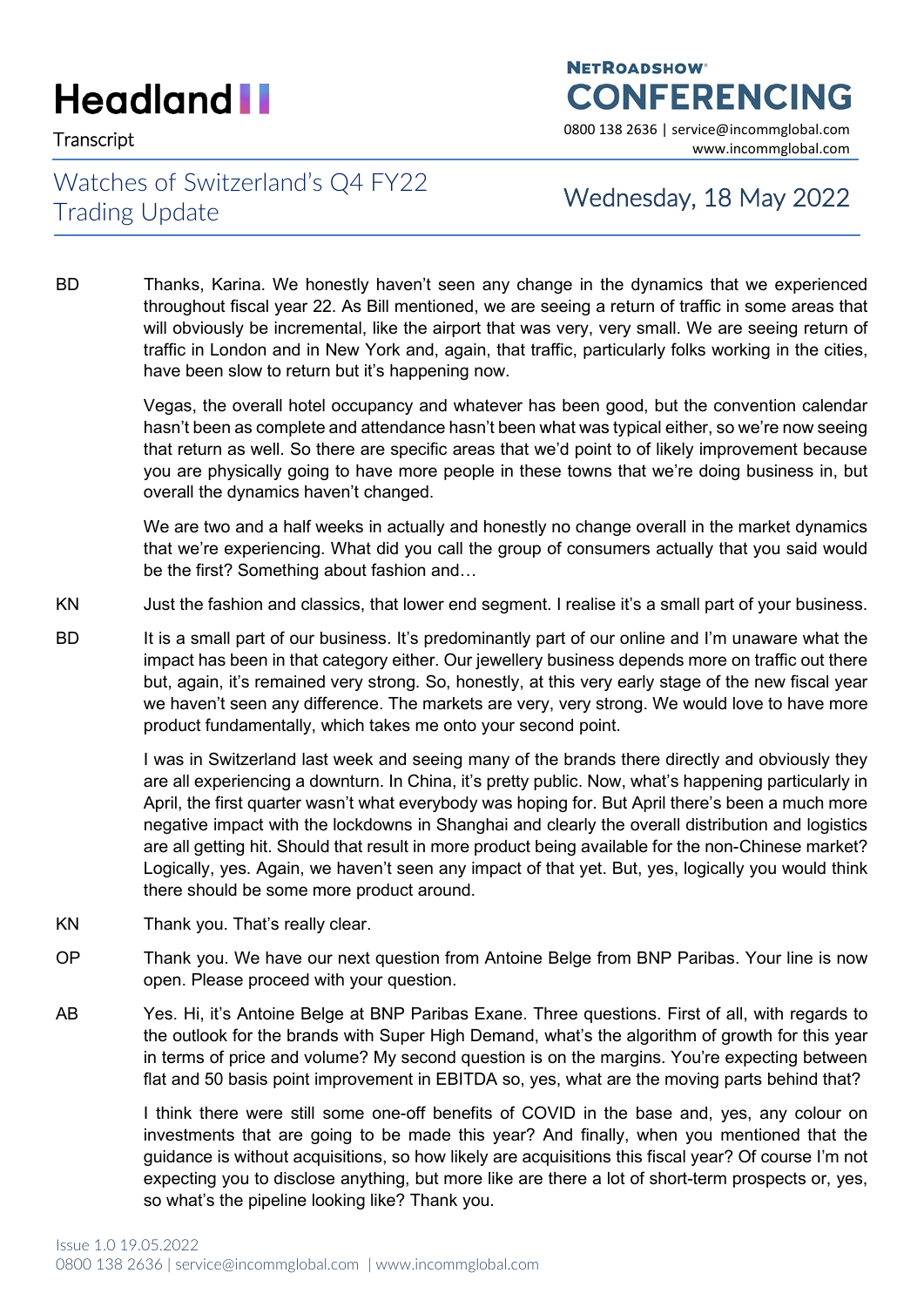BD Thanks, Karina. We honestly haven't seen any change in the dynamics that we experienced throughout fiscal year 22. As Bill mentioned, we are seeing a return of traffic in some areas that will obviously be incremental, like the airport that was very, very small. We are seeing return of traffic in London and in New York and, again, that traffic, particularly folks working in the cities, have been slow to return but it's happening now.

Vegas, the overall hotel occupancy and whatever has been good, but the convention calendar hasn't been as complete and attendance hasn't been what was typical either, so we're now seeing that return as well. So there are specific areas that we'd point to of likely improvement because you are physically going to have more people in these towns that we're doing business in, but overall the dynamics haven't changed.

We are two and a half weeks in actually and honestly no change overall in the market dynamics that we're experiencing. What did you call the group of consumers actually that you said would be the first? Something about fashion and…

KN Just the fashion and classics, that lower end segment. I realise it's a small part of your business.

BD It is a small part of our business. It's predominantly part of our online and I'm unaware what the impact has been in that category either. Our jewellery business depends more on traffic out there but, again, it's remained very strong. So, honestly, at this very early stage of the new fiscal year we haven't seen any difference. The markets are very, very strong. We would love to have more product fundamentally, which takes me onto your second point.

I was in Switzerland last week and seeing many of the brands there directly and obviously they are all experiencing a downturn. In China, it's pretty public. Now, what's happening particularly in April, the first quarter wasn't what everybody was hoping for. But April there's been a much more negative impact with the lockdowns in Shanghai and clearly the overall distribution and logistics are all getting hit. Should that result in more product being available for the non-Chinese market? Logically, yes. Again, we haven't seen any impact of that yet. But, yes, logically you would think there should be some more product around.

KN Thank you. That's really clear.

OP Thank you. We have our next question from Antoine Belge from BNP Paribas. Your line is now open. Please proceed with your question.

AB Yes. Hi, it's Antoine Belge at BNP Paribas Exane. Three questions. First of all, with regards to the outlook for the brands with Super High Demand, what's the algorithm of growth for this year in terms of price and volume? My second question is on the margins. You're expecting between flat and 50 basis point improvement in EBITDA so, yes, what are the moving parts behind that?

I think there were still some one-off benefits of COVID in the base and, yes, any colour on investments that are going to be made this year? And finally, when you mentioned that the guidance is without acquisitions, so how likely are acquisitions this fiscal year? Of course I'm not expecting you to disclose anything, but more like are there a lot of short-term prospects or, yes, so what's the pipeline looking like? Thank you.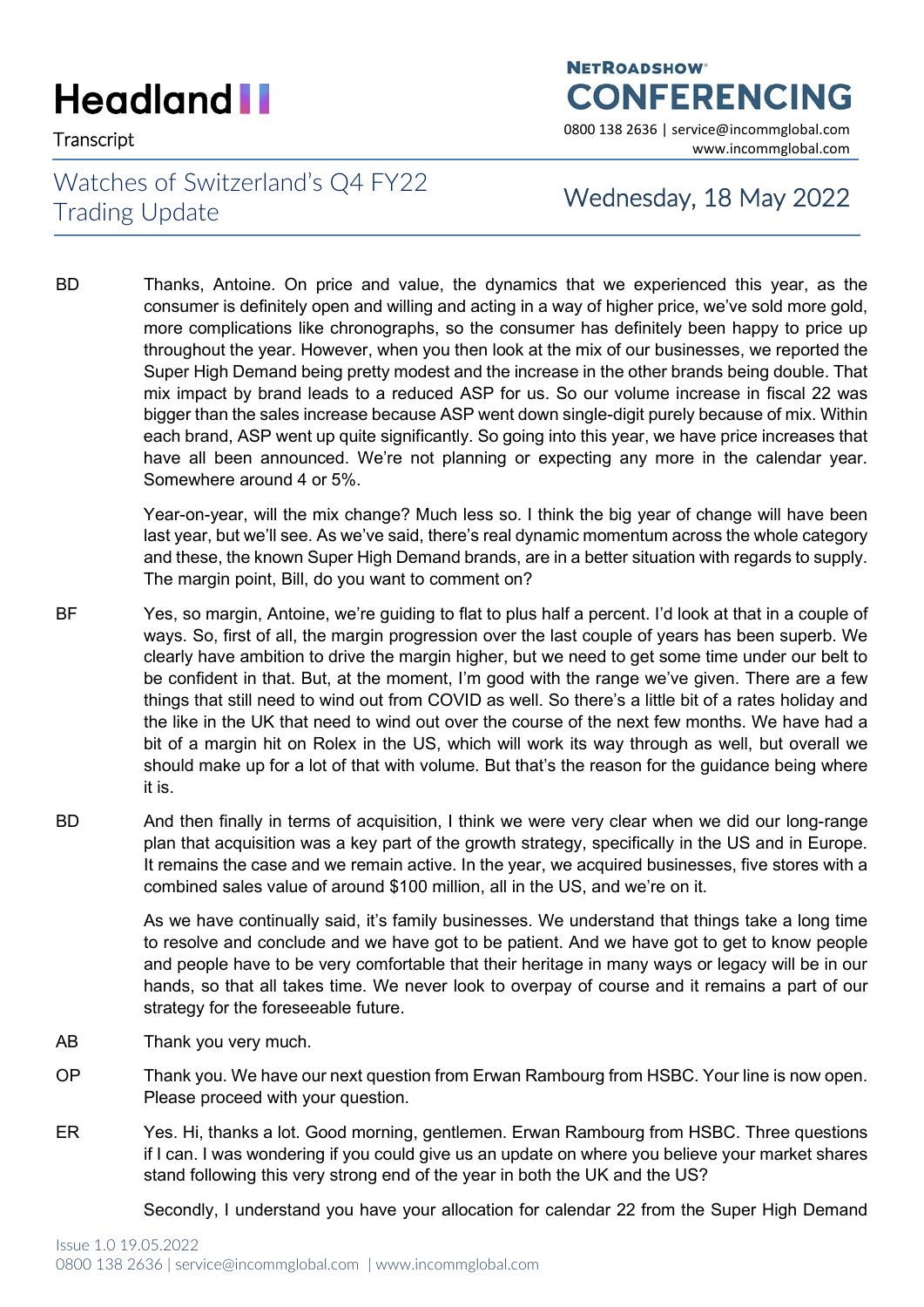BD Thanks, Antoine. On price and value, the dynamics that we experienced this year, as the consumer is definitely open and willing and acting in a way of higher price, we've sold more gold, more complications like chronographs, so the consumer has definitely been happy to price up throughout the year. However, when you then look at the mix of our businesses, we reported the Super High Demand being pretty modest and the increase in the other brands being double. That mix impact by brand leads to a reduced ASP for us. So our volume increase in fiscal 22 was bigger than the sales increase because ASP went down single-digit purely because of mix. Within each brand, ASP went up quite significantly. So going into this year, we have price increases that have all been announced. We're not planning or expecting any more in the calendar year. Somewhere around 4 or 5%.

Year-on-year, will the mix change? Much less so. I think the big year of change will have been last year, but we'll see. As we've said, there's real dynamic momentum across the whole category and these, the known Super High Demand brands, are in a better situation with regards to supply. The margin point, Bill, do you want to comment on?

BF Yes, so margin, Antoine, we're guiding to flat to plus half a percent. I'd look at that in a couple of ways. So, first of all, the margin progression over the last couple of years has been superb. We clearly have ambition to drive the margin higher, but we need to get some time under our belt to be confident in that. But, at the moment, I'm good with the range we've given. There are a few things that still need to wind out from COVID as well. So there's a little bit of a rates holiday and the like in the UK that need to wind out over the course of the next few months. We have had a bit of a margin hit on Rolex in the US, which will work its way through as well, but overall we should make up for a lot of that with volume. But that's the reason for the guidance being where it is.

BD And then finally in terms of acquisition, I think we were very clear when we did our long-range plan that acquisition was a key part of the growth strategy, specifically in the US and in Europe. It remains the case and we remain active. In the year, we acquired businesses, five stores with a combined sales value of around $100 million, all in the US, and we're on it.

As we have continually said, it's family businesses. We understand that things take a long time to resolve and conclude and we have got to be patient. And we have got to get to know people and people have to be very comfortable that their heritage in many ways or legacy will be in our hands, so that all takes time. We never look to overpay of course and it remains a part of our strategy for the foreseeable future.

AB Thank you very much.

OP Thank you. We have our next question from Erwan Rambourg from HSBC. Your line is now open. Please proceed with your question.

ER Yes. Hi, thanks a lot. Good morning, gentlemen. Erwan Rambourg from HSBC. Three questions if I can. I was wondering if you could give us an update on where you believe your market shares stand following this very strong end of the year in both the UK and the US?

Secondly, I understand you have your allocation for calendar 22 from the Super High Demand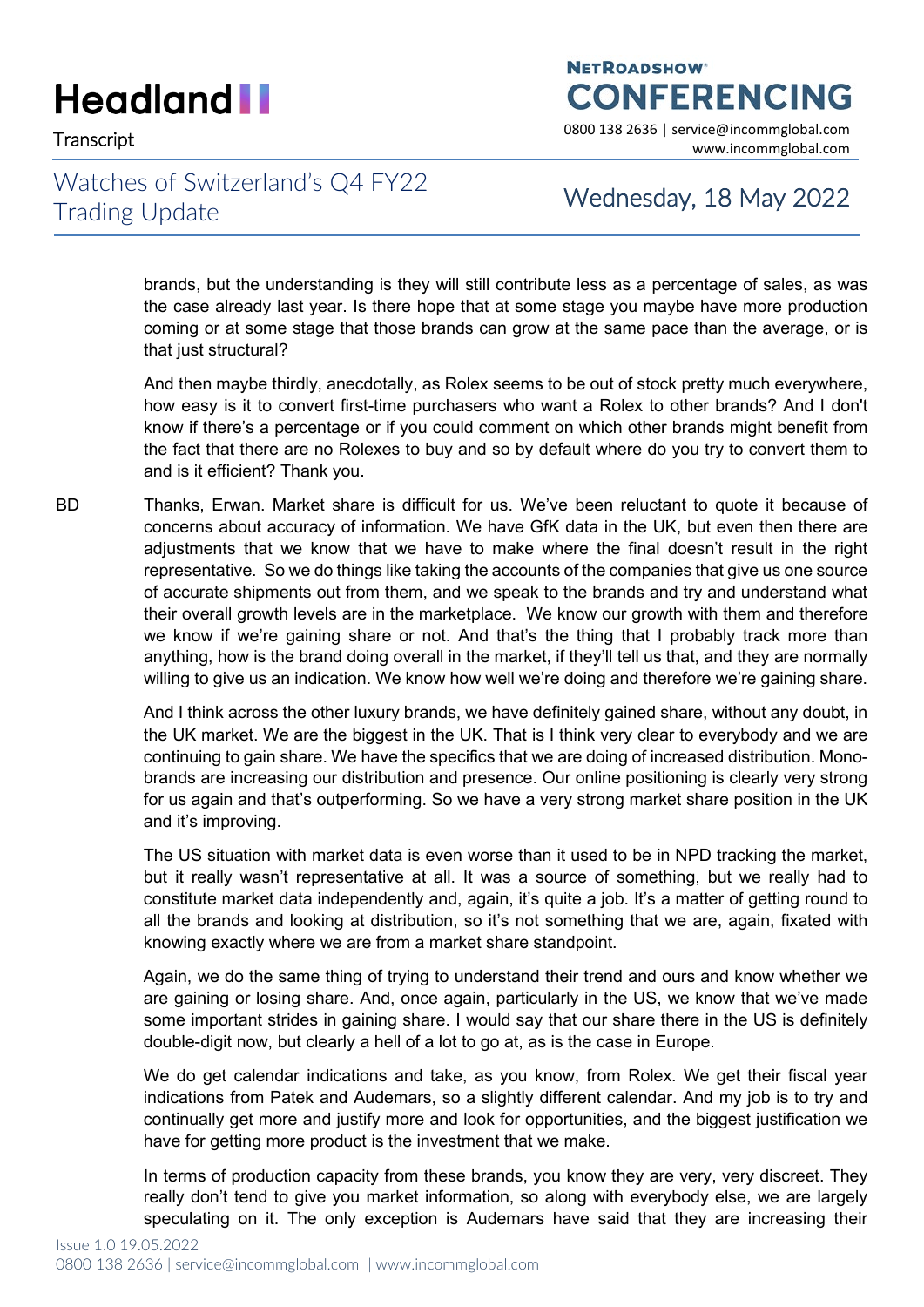brands, but the understanding is they will still contribute less as a percentage of sales, as was the case already last year. Is there hope that at some stage you maybe have more production coming or at some stage that those brands can grow at the same pace than the average, or is that just structural?

And then maybe thirdly, anecdotally, as Rolex seems to be out of stock pretty much everywhere, how easy is it to convert first-time purchasers who want a Rolex to other brands? And I don't know if there's a percentage or if you could comment on which other brands might benefit from the fact that there are no Rolexes to buy and so by default where do you try to convert them to and is it efficient? Thank you.

BD Thanks, Erwan. Market share is difficult for us. We've been reluctant to quote it because of concerns about accuracy of information. We have GfK data in the UK, but even then there are adjustments that we know that we have to make where the final doesn't result in the right representative. So we do things like taking the accounts of the companies that give us one source of accurate shipments out from them, and we speak to the brands and try and understand what their overall growth levels are in the marketplace. We know our growth with them and therefore we know if we're gaining share or not. And that's the thing that I probably track more than anything, how is the brand doing overall in the market, if they'll tell us that, and they are normally willing to give us an indication. We know how well we're doing and therefore we're gaining share.

And I think across the other luxury brands, we have definitely gained share, without any doubt, in the UK market. We are the biggest in the UK. That is I think very clear to everybody and we are continuing to gain share. We have the specifics that we are doing of increased distribution. Mono-brands are increasing our distribution and presence. Our online positioning is clearly very strong for us again and that's outperforming. So we have a very strong market share position in the UK and it's improving.

The US situation with market data is even worse than it used to be in NPD tracking the market, but it really wasn't representative at all. It was a source of something, but we really had to constitute market data independently and, again, it's quite a job. It's a matter of getting round to all the brands and looking at distribution, so it's not something that we are, again, fixated with knowing exactly where we are from a market share standpoint.

Again, we do the same thing of trying to understand their trend and ours and know whether we are gaining or losing share. And, once again, particularly in the US, we know that we've made some important strides in gaining share. I would say that our share there in the US is definitely double-digit now, but clearly a hell of a lot to go at, as is the case in Europe.

We do get calendar indications and take, as you know, from Rolex. We get their fiscal year indications from Patek and Audemars, so a slightly different calendar. And my job is to try and continually get more and justify more and look for opportunities, and the biggest justification we have for getting more product is the investment that we make.

In terms of production capacity from these brands, you know they are very, very discreet. They really don't tend to give you market information, so along with everybody else, we are largely speculating on it. The only exception is Audemars have said that they are increasing their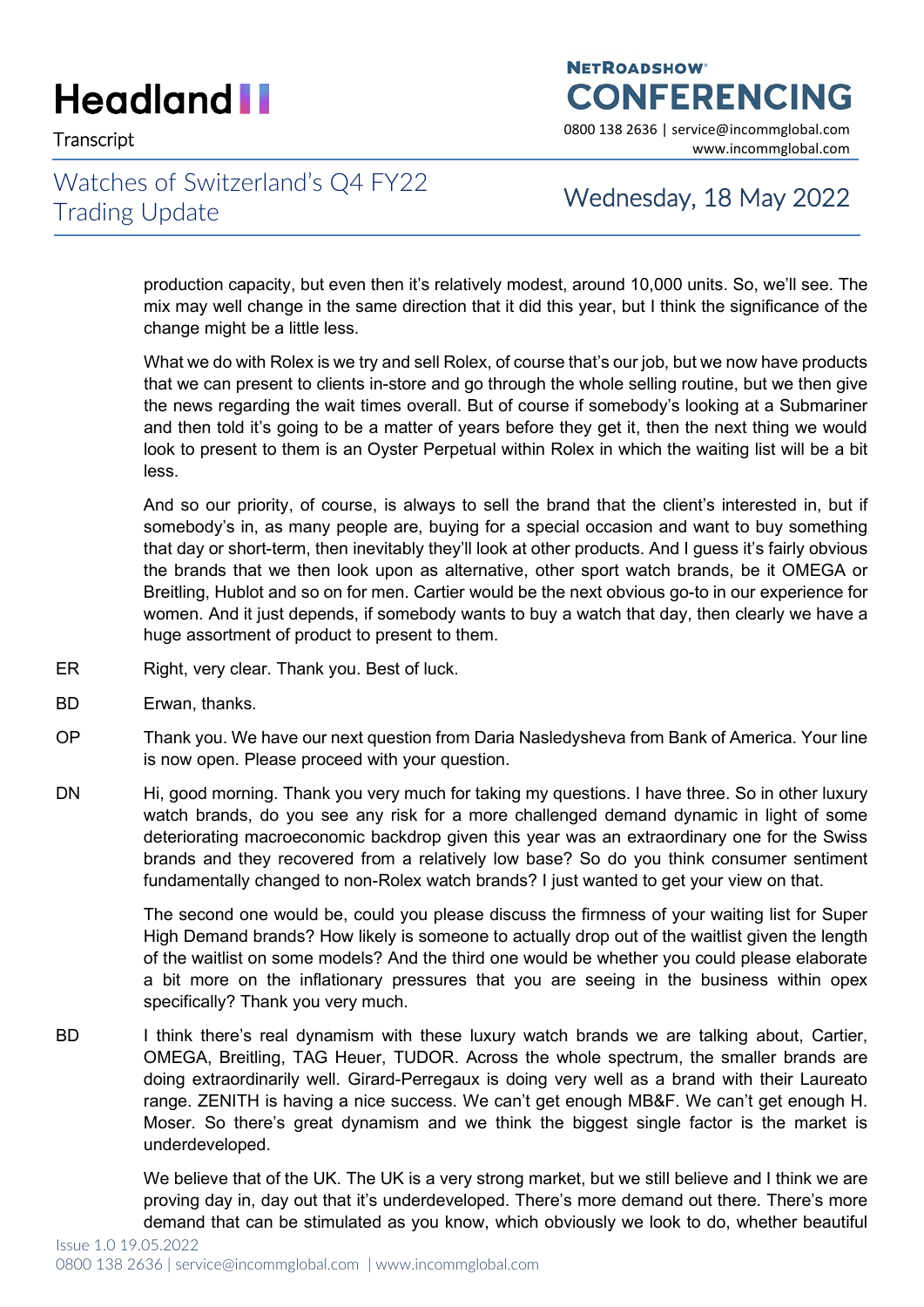production capacity, but even then it's relatively modest, around 10,000 units. So, we'll see. The mix may well change in the same direction that it did this year, but I think the significance of the change might be a little less.

What we do with Rolex is we try and sell Rolex, of course that's our job, but we now have products that we can present to clients in-store and go through the whole selling routine, but we then give the news regarding the wait times overall. But of course if somebody's looking at a Submariner and then told it's going to be a matter of years before they get it, then the next thing we would look to present to them is an Oyster Perpetual within Rolex in which the waiting list will be a bit less.

And so our priority, of course, is always to sell the brand that the client's interested in, but if somebody's in, as many people are, buying for a special occasion and want to buy something that day or short-term, then inevitably they'll look at other products. And I guess it's fairly obvious the brands that we then look upon as alternative, other sport watch brands, be it OMEGA or Breitling, Hublot and so on for men. Cartier would be the next obvious go-to in our experience for women. And it just depends, if somebody wants to buy a watch that day, then clearly we have a huge assortment of product to present to them.

ER Right, very clear. Thank you. Best of luck.

BD Erwan, thanks.

OP Thank you. We have our next question from Daria Nasledysheva from Bank of America. Your line is now open. Please proceed with your question.

DN Hi, good morning. Thank you very much for taking my questions. I have three. So in other luxury watch brands, do you see any risk for a more challenged demand dynamic in light of some deteriorating macroeconomic backdrop given this year was an extraordinary one for the Swiss brands and they recovered from a relatively low base? So do you think consumer sentiment fundamentally changed to non-Rolex watch brands? I just wanted to get your view on that.

The second one would be, could you please discuss the firmness of your waiting list for Super High Demand brands? How likely is someone to actually drop out of the waitlist given the length of the waitlist on some models? And the third one would be whether you could please elaborate a bit more on the inflationary pressures that you are seeing in the business within opex specifically? Thank you very much.

BD I think there's real dynamism with these luxury watch brands we are talking about, Cartier, OMEGA, Breitling, TAG Heuer, TUDOR. Across the whole spectrum, the smaller brands are doing extraordinarily well. Girard-Perregaux is doing very well as a brand with their Laureato range. ZENITH is having a nice success. We can't get enough MB&F. We can't get enough H. Moser. So there's great dynamism and we think the biggest single factor is the market is underdeveloped.

We believe that of the UK. The UK is a very strong market, but we still believe and I think we are proving day in, day out that it's underdeveloped. There's more demand out there. There's more demand that can be stimulated as you know, which obviously we look to do, whether beautiful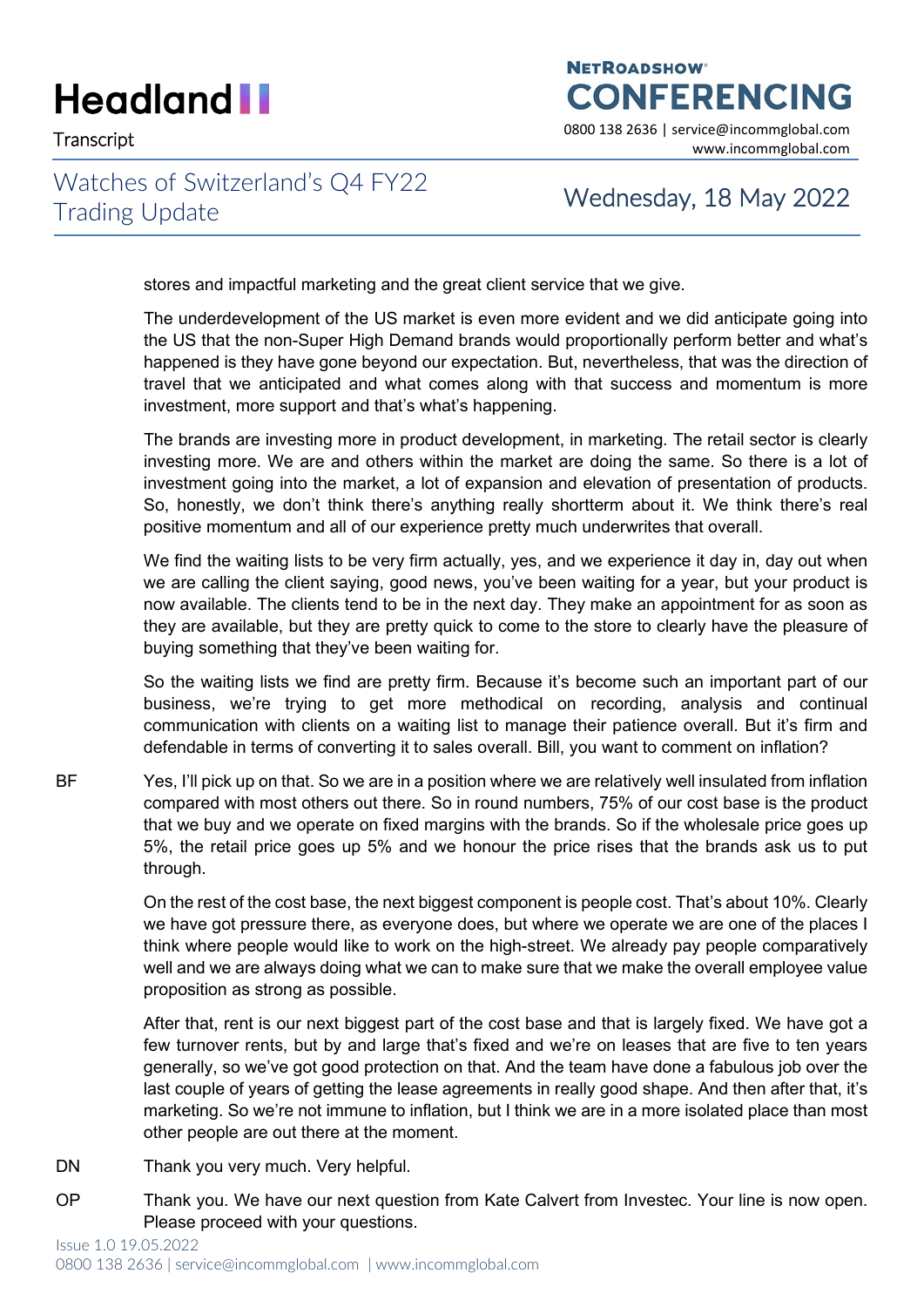stores and impactful marketing and the great client service that we give.

The underdevelopment of the US market is even more evident and we did anticipate going into the US that the non-Super High Demand brands would proportionally perform better and what's happened is they have gone beyond our expectation. But, nevertheless, that was the direction of travel that we anticipated and what comes along with that success and momentum is more investment, more support and that's what's happening.

The brands are investing more in product development, in marketing. The retail sector is clearly investing more. We are and others within the market are doing the same. So there is a lot of investment going into the market, a lot of expansion and elevation of presentation of products. So, honestly, we don't think there's anything really shortterm about it. We think there's real positive momentum and all of our experience pretty much underwrites that overall.

We find the waiting lists to be very firm actually, yes, and we experience it day in, day out when we are calling the client saying, good news, you've been waiting for a year, but your product is now available. The clients tend to be in the next day. They make an appointment for as soon as they are available, but they are pretty quick to come to the store to clearly have the pleasure of buying something that they've been waiting for.

So the waiting lists we find are pretty firm. Because it's become such an important part of our business, we're trying to get more methodical on recording, analysis and continual communication with clients on a waiting list to manage their patience overall. But it's firm and defendable in terms of converting it to sales overall. Bill, you want to comment on inflation?

BF Yes, I'll pick up on that. So we are in a position where we are relatively well insulated from inflation compared with most others out there. So in round numbers, 75% of our cost base is the product that we buy and we operate on fixed margins with the brands. So if the wholesale price goes up 5%, the retail price goes up 5% and we honour the price rises that the brands ask us to put through.

On the rest of the cost base, the next biggest component is people cost. That's about 10%. Clearly we have got pressure there, as everyone does, but where we operate we are one of the places I think where people would like to work on the high-street. We already pay people comparatively well and we are always doing what we can to make sure that we make the overall employee value proposition as strong as possible.

After that, rent is our next biggest part of the cost base and that is largely fixed. We have got a few turnover rents, but by and large that's fixed and we're on leases that are five to ten years generally, so we've got good protection on that. And the team have done a fabulous job over the last couple of years of getting the lease agreements in really good shape. And then after that, it's marketing. So we're not immune to inflation, but I think we are in a more isolated place than most other people are out there at the moment.

DN Thank you very much. Very helpful.

OP Thank you. We have our next question from Kate Calvert from Investec. Your line is now open. Please proceed with your questions.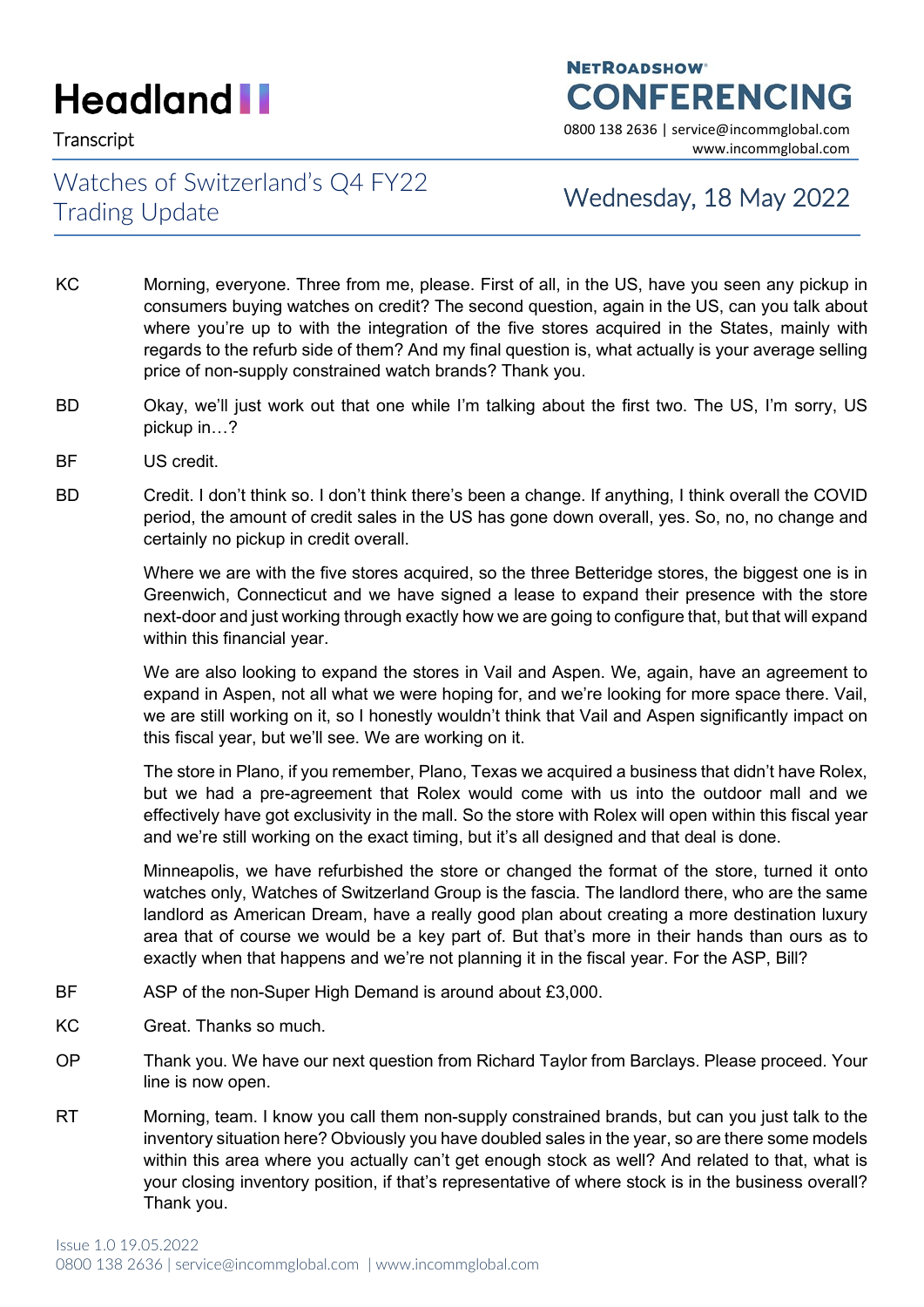KC Morning, everyone. Three from me, please. First of all, in the US, have you seen any pickup in consumers buying watches on credit? The second question, again in the US, can you talk about where you're up to with the integration of the five stores acquired in the States, mainly with regards to the refurb side of them? And my final question is, what actually is your average selling price of non-supply constrained watch brands? Thank you.

BD Okay, we'll just work out that one while I'm talking about the first two. The US, I'm sorry, US pickup in…?

BF US credit.

BD Credit. I don't think so. I don't think there's been a change. If anything, I think overall the COVID period, the amount of credit sales in the US has gone down overall, yes. So, no, no change and certainly no pickup in credit overall.

Where we are with the five stores acquired, so the three Betteridge stores, the biggest one is in Greenwich, Connecticut and we have signed a lease to expand their presence with the store next-door and just working through exactly how we are going to configure that, but that will expand within this financial year.

We are also looking to expand the stores in Vail and Aspen. We, again, have an agreement to expand in Aspen, not all what we were hoping for, and we're looking for more space there. Vail, we are still working on it, so I honestly wouldn't think that Vail and Aspen significantly impact on this fiscal year, but we'll see. We are working on it.

The store in Plano, if you remember, Plano, Texas we acquired a business that didn't have Rolex, but we had a pre-agreement that Rolex would come with us into the outdoor mall and we effectively have got exclusivity in the mall. So the store with Rolex will open within this fiscal year and we're still working on the exact timing, but it's all designed and that deal is done.

Minneapolis, we have refurbished the store or changed the format of the store, turned it onto watches only, Watches of Switzerland Group is the fascia. The landlord there, who are the same landlord as American Dream, have a really good plan about creating a more destination luxury area that of course we would be a key part of. But that's more in their hands than ours as to exactly when that happens and we're not planning it in the fiscal year. For the ASP, Bill?

BF ASP of the non-Super High Demand is around about £3,000.

KC Great. Thanks so much.

OP Thank you. We have our next question from Richard Taylor from Barclays. Please proceed. Your line is now open.

RT Morning, team. I know you call them non-supply constrained brands, but can you just talk to the inventory situation here? Obviously you have doubled sales in the year, so are there some models within this area where you actually can't get enough stock as well? And related to that, what is your closing inventory position, if that's representative of where stock is in the business overall? Thank you.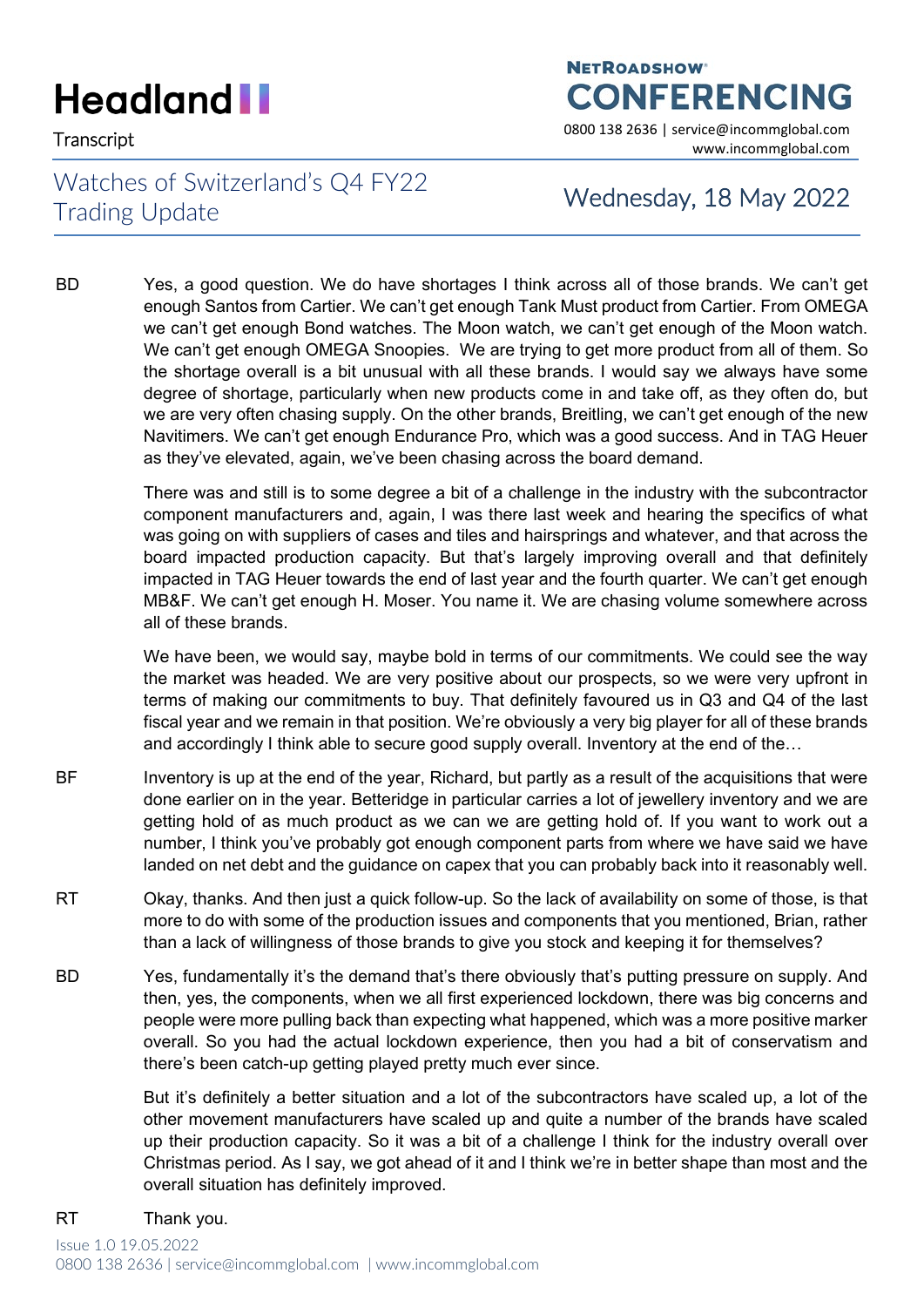BD Yes, a good question. We do have shortages I think across all of those brands. We can't get enough Santos from Cartier. We can't get enough Tank Must product from Cartier. From OMEGA we can't get enough Bond watches. The Moon watch, we can't get enough of the Moon watch. We can't get enough OMEGA Snoopies. We are trying to get more product from all of them. So the shortage overall is a bit unusual with all these brands. I would say we always have some degree of shortage, particularly when new products come in and take off, as they often do, but we are very often chasing supply. On the other brands, Breitling, we can't get enough of the new Navitimers. We can't get enough Endurance Pro, which was a good success. And in TAG Heuer as they've elevated, again, we've been chasing across the board demand.

There was and still is to some degree a bit of a challenge in the industry with the subcontractor component manufacturers and, again, I was there last week and hearing the specifics of what was going on with suppliers of cases and tiles and hairsprings and whatever, and that across the board impacted production capacity. But that's largely improving overall and that definitely impacted in TAG Heuer towards the end of last year and the fourth quarter. We can't get enough MB&F. We can't get enough H. Moser. You name it. We are chasing volume somewhere across all of these brands.

We have been, we would say, maybe bold in terms of our commitments. We could see the way the market was headed. We are very positive about our prospects, so we were very upfront in terms of making our commitments to buy. That definitely favoured us in Q3 and Q4 of the last fiscal year and we remain in that position. We're obviously a very big player for all of these brands and accordingly I think able to secure good supply overall. Inventory at the end of the…

BF Inventory is up at the end of the year, Richard, but partly as a result of the acquisitions that were done earlier on in the year. Betteridge in particular carries a lot of jewellery inventory and we are getting hold of as much product as we can we are getting hold of. If you want to work out a number, I think you've probably got enough component parts from where we have said we have landed on net debt and the guidance on capex that you can probably back into it reasonably well.

RT Okay, thanks. And then just a quick follow-up. So the lack of availability on some of those, is that more to do with some of the production issues and components that you mentioned, Brian, rather than a lack of willingness of those brands to give you stock and keeping it for themselves?

BD Yes, fundamentally it's the demand that's there obviously that's putting pressure on supply. And then, yes, the components, when we all first experienced lockdown, there was big concerns and people were more pulling back than expecting what happened, which was a more positive marker overall. So you had the actual lockdown experience, then you had a bit of conservatism and there's been catch-up getting played pretty much ever since.

But it's definitely a better situation and a lot of the subcontractors have scaled up, a lot of the other movement manufacturers have scaled up and quite a number of the brands have scaled up their production capacity. So it was a bit of a challenge I think for the industry overall over Christmas period. As I say, we got ahead of it and I think we're in better shape than most and the overall situation has definitely improved.

RT Thank you.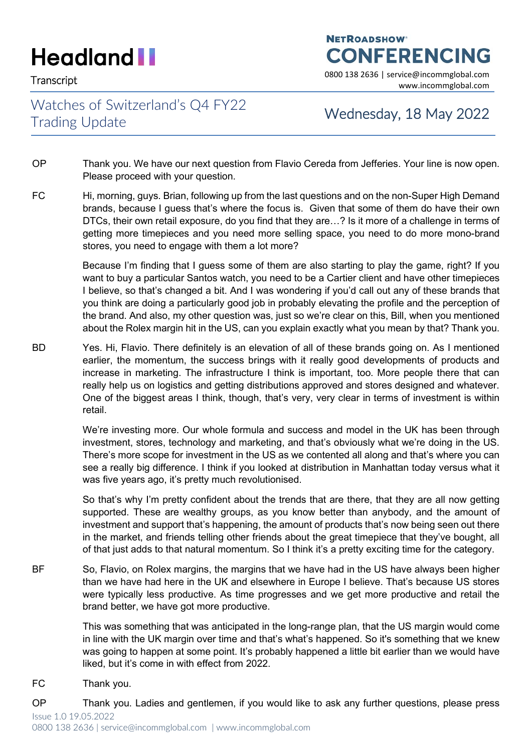OP Thank you. We have our next question from Flavio Cereda from Jefferies. Your line is now open. Please proceed with your question.

FC Hi, morning, guys. Brian, following up from the last questions and on the non-Super High Demand brands, because I guess that's where the focus is. Given that some of them do have their own DTCs, their own retail exposure, do you find that they are…? Is it more of a challenge in terms of getting more timepieces and you need more selling space, you need to do more mono-brand stores, you need to engage with them a lot more?

Because I'm finding that I guess some of them are also starting to play the game, right? If you want to buy a particular Santos watch, you need to be a Cartier client and have other timepieces I believe, so that's changed a bit. And I was wondering if you'd call out any of these brands that you think are doing a particularly good job in probably elevating the profile and the perception of the brand. And also, my other question was, just so we're clear on this, Bill, when you mentioned about the Rolex margin hit in the US, can you explain exactly what you mean by that? Thank you.

BD Yes. Hi, Flavio. There definitely is an elevation of all of these brands going on. As I mentioned earlier, the momentum, the success brings with it really good developments of products and increase in marketing. The infrastructure I think is important, too. More people there that can really help us on logistics and getting distributions approved and stores designed and whatever. One of the biggest areas I think, though, that's very, very clear in terms of investment is within retail.

We're investing more. Our whole formula and success and model in the UK has been through investment, stores, technology and marketing, and that's obviously what we're doing in the US. There's more scope for investment in the US as we contented all along and that's where you can see a really big difference. I think if you looked at distribution in Manhattan today versus what it was five years ago, it's pretty much revolutionised.

So that's why I'm pretty confident about the trends that are there, that they are all now getting supported. These are wealthy groups, as you know better than anybody, and the amount of investment and support that's happening, the amount of products that's now being seen out there in the market, and friends telling other friends about the great timepiece that they've bought, all of that just adds to that natural momentum. So I think it's a pretty exciting time for the category.

BF So, Flavio, on Rolex margins, the margins that we have had in the US have always been higher than we have had here in the UK and elsewhere in Europe I believe. That's because US stores were typically less productive. As time progresses and we get more productive and retail the brand better, we have got more productive.

This was something that was anticipated in the long-range plan, that the US margin would come in line with the UK margin over time and that's what's happened. So it's something that we knew was going to happen at some point. It's probably happened a little bit earlier than we would have liked, but it's come in with effect from 2022.

FC Thank you.

OP Thank you. Ladies and gentlemen, if you would like to ask any further questions, please press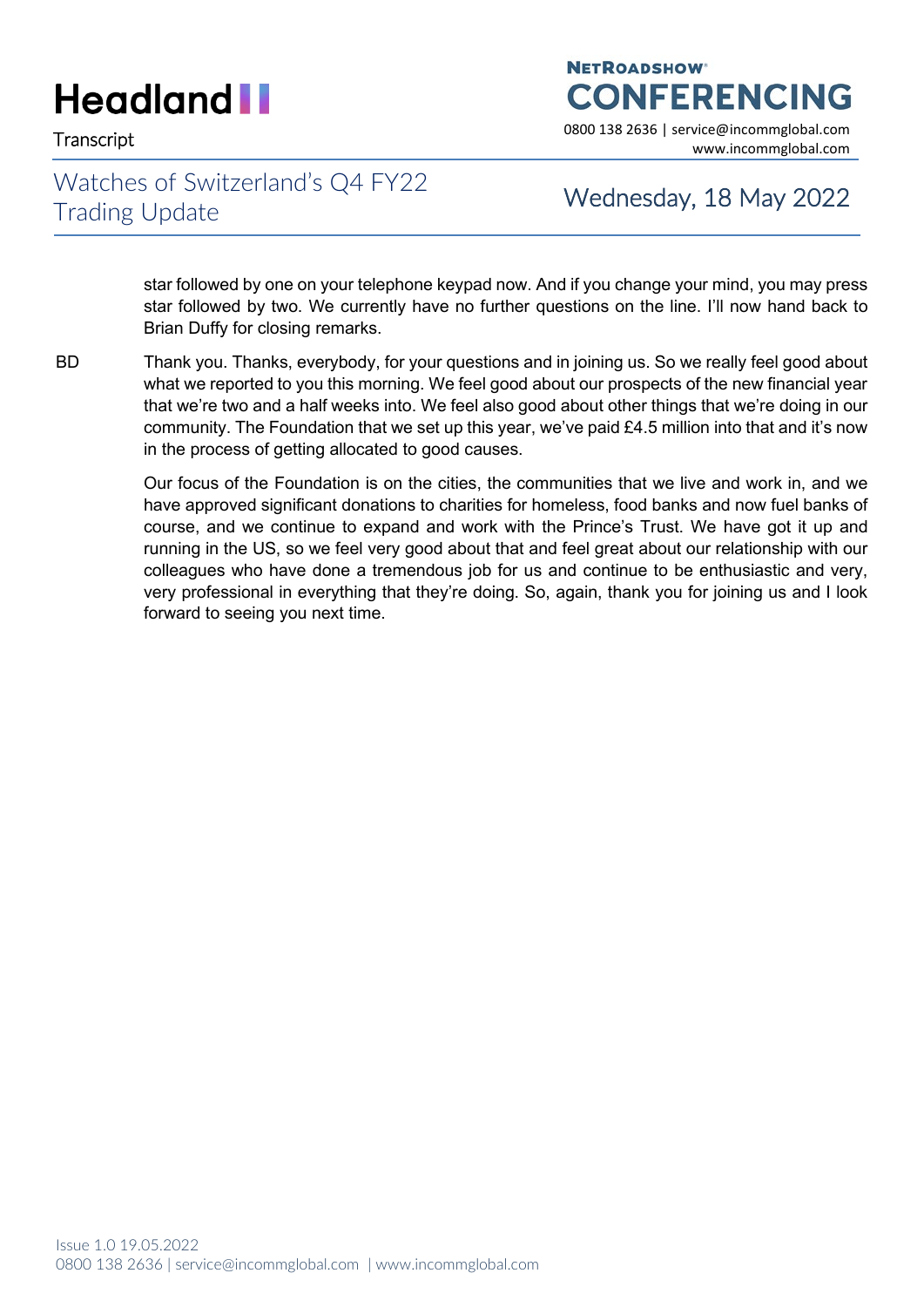star followed by one on your telephone keypad now. And if you change your mind, you may press star followed by two. We currently have no further questions on the line. I'll now hand back to Brian Duffy for closing remarks.

BD Thank you. Thanks, everybody, for your questions and in joining us. So we really feel good about what we reported to you this morning. We feel good about our prospects of the new financial year that we're two and a half weeks into. We feel also good about other things that we're doing in our community. The Foundation that we set up this year, we've paid £4.5 million into that and it's now in the process of getting allocated to good causes.

Our focus of the Foundation is on the cities, the communities that we live and work in, and we have approved significant donations to charities for homeless, food banks and now fuel banks of course, and we continue to expand and work with the Prince's Trust. We have got it up and running in the US, so we feel very good about that and feel great about our relationship with our colleagues who have done a tremendous job for us and continue to be enthusiastic and very, very professional in everything that they're doing. So, again, thank you for joining us and I look forward to seeing you next time.